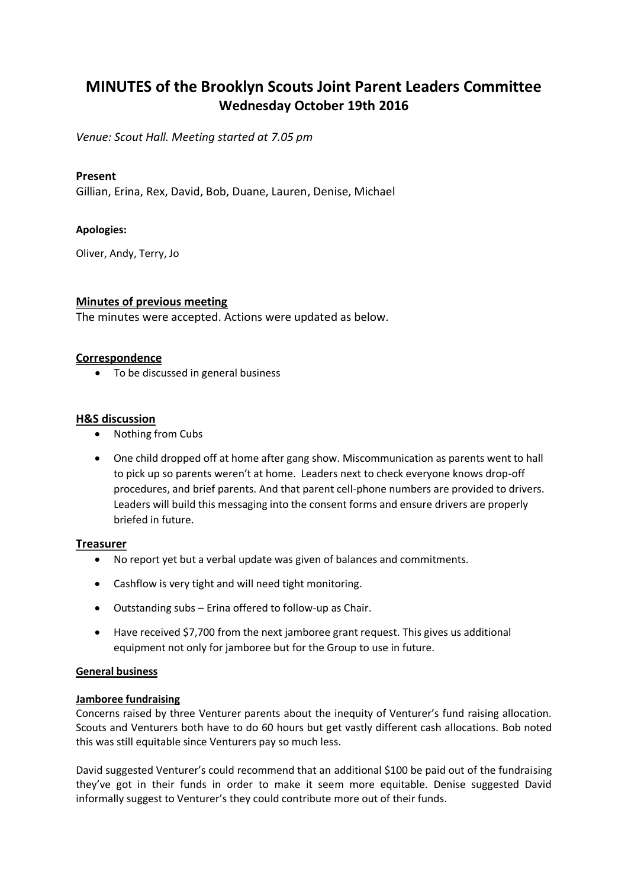# MINUTES of the Brooklyn Scouts Joint Parent Leaders Committee
## Wednesday October 19th 2016

*Venue: Scout Hall. Meeting started at 7.05 pm*

**Present**

Gillian, Erina, Rex, David, Bob, Duane, Lauren, Denise, Michael

**Apologies:**

Oliver, Andy, Terry, Jo

### Minutes of previous meeting

The minutes were accepted. Actions were updated as below.

### Correspondence

- To be discussed in general business

### H&S discussion

- Nothing from Cubs
- One child dropped off at home after gang show. Miscommunication as parents went to hall to pick up so parents weren't at home. Leaders next to check everyone knows drop-off procedures, and brief parents. And that parent cell-phone numbers are provided to drivers. Leaders will build this messaging into the consent forms and ensure drivers are properly briefed in future.

### Treasurer

- No report yet but a verbal update was given of balances and commitments.
- Cashflow is very tight and will need tight monitoring.
- Outstanding subs – Erina offered to follow-up as Chair.
- Have received $7,700 from the next jamboree grant request. This gives us additional equipment not only for jamboree but for the Group to use in future.

#### General business

#### Jamboree fundraising

Concerns raised by three Venturer parents about the inequity of Venturer's fund raising allocation. Scouts and Venturers both have to do 60 hours but get vastly different cash allocations. Bob noted this was still equitable since Venturers pay so much less.

David suggested Venturer's could recommend that an additional $100 be paid out of the fundraising they've got in their funds in order to make it seem more equitable. Denise suggested David informally suggest to Venturer's they could contribute more out of their funds.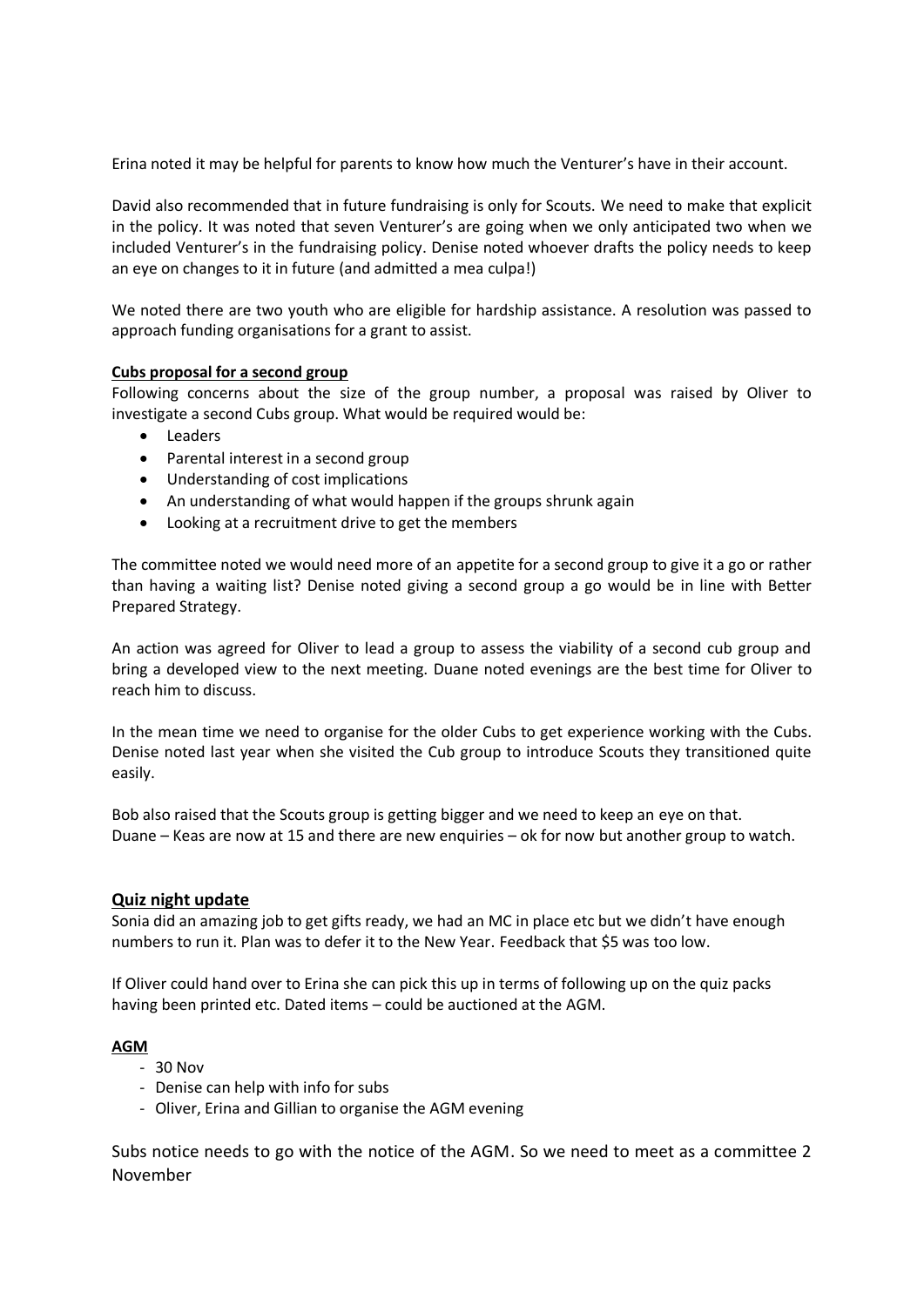Erina noted it may be helpful for parents to know how much the Venturer's have in their account.

David also recommended that in future fundraising is only for Scouts. We need to make that explicit in the policy. It was noted that seven Venturer's are going when we only anticipated two when we included Venturer's in the fundraising policy. Denise noted whoever drafts the policy needs to keep an eye on changes to it in future (and admitted a mea culpa!)

We noted there are two youth who are eligible for hardship assistance. A resolution was passed to approach funding organisations for a grant to assist.

**Cubs proposal for a second group**

Following concerns about the size of the group number, a proposal was raised by Oliver to investigate a second Cubs group. What would be required would be:

- Leaders
- Parental interest in a second group
- Understanding of cost implications
- An understanding of what would happen if the groups shrunk again
- Looking at a recruitment drive to get the members

The committee noted we would need more of an appetite for a second group to give it a go or rather than having a waiting list? Denise noted giving a second group a go would be in line with Better Prepared Strategy.

An action was agreed for Oliver to lead a group to assess the viability of a second cub group and bring a developed view to the next meeting. Duane noted evenings are the best time for Oliver to reach him to discuss.

In the mean time we need to organise for the older Cubs to get experience working with the Cubs. Denise noted last year when she visited the Cub group to introduce Scouts they transitioned quite easily.

Bob also raised that the Scouts group is getting bigger and we need to keep an eye on that.
Duane – Keas are now at 15 and there are new enquiries – ok for now but another group to watch.

## Quiz night update

Sonia did an amazing job to get gifts ready, we had an MC in place etc but we didn't have enough numbers to run it. Plan was to defer it to the New Year. Feedback that $5 was too low.

If Oliver could hand over to Erina she can pick this up in terms of following up on the quiz packs having been printed etc. Dated items – could be auctioned at the AGM.

## AGM

- 30 Nov
- Denise can help with info for subs
- Oliver, Erina and Gillian to organise the AGM evening

Subs notice needs to go with the notice of the AGM. So we need to meet as a committee 2 November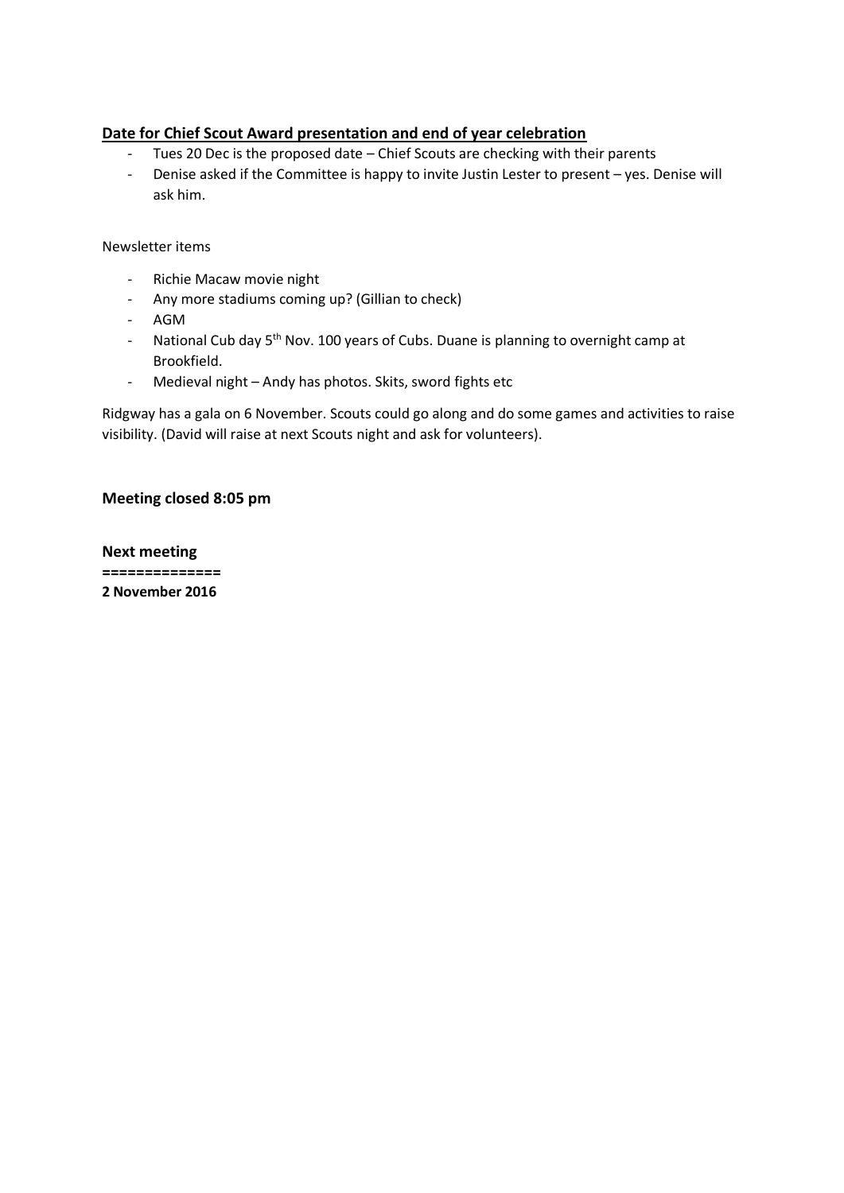**Date for Chief Scout Award presentation and end of year celebration**

- Tues 20 Dec is the proposed date – Chief Scouts are checking with their parents
- Denise asked if the Committee is happy to invite Justin Lester to present – yes. Denise will ask him.

Newsletter items

- Richie Macaw movie night
- Any more stadiums coming up? (Gillian to check)
- AGM
- National Cub day 5th Nov. 100 years of Cubs. Duane is planning to overnight camp at Brookfield.
- Medieval night – Andy has photos. Skits, sword fights etc

Ridgway has a gala on 6 November. Scouts could go along and do some games and activities to raise visibility. (David will raise at next Scouts night and ask for volunteers).

**Meeting closed 8:05 pm**

**Next meeting**

**==============**

**2 November 2016**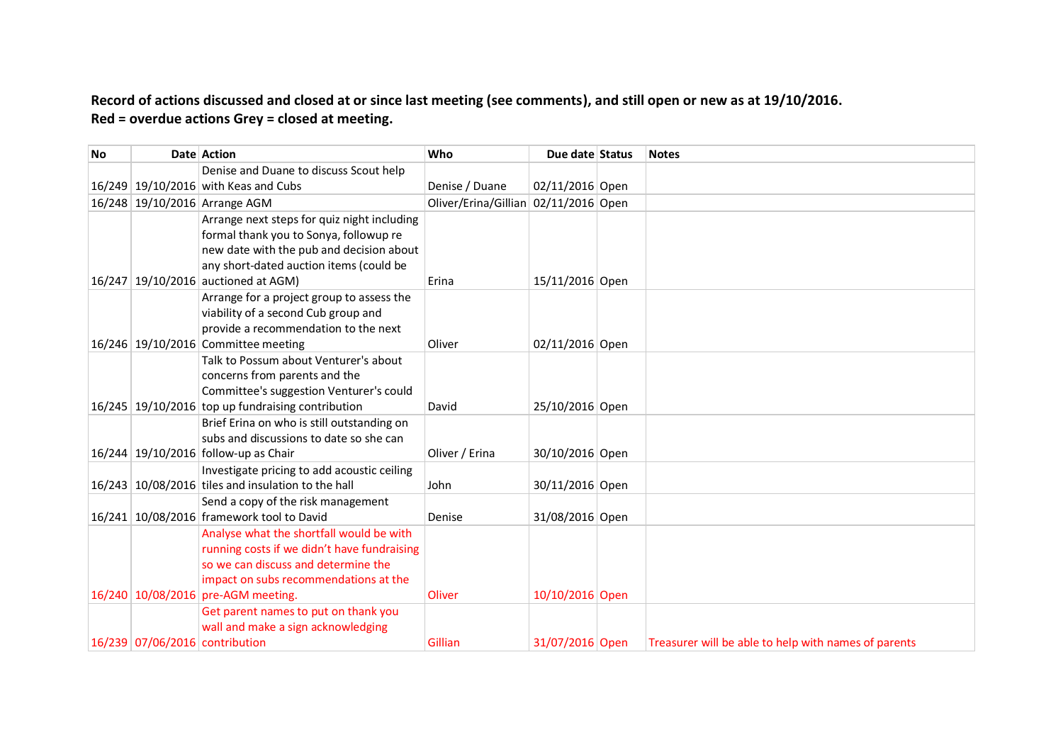**Record of actions discussed and closed at or since last meeting (see comments), and still open or new as at 19/10/2016.**
**Red = overdue actions Grey = closed at meeting.**

| No | Date | Action | Who | Due date | Status | Notes |
|---|---|---|---|---|---|---|
| 16/249 | 19/10/2016 | Denise and Duane to discuss Scout help with Keas and Cubs | Denise / Duane | 02/11/2016 | Open | |
| 16/248 | 19/10/2016 | Arrange AGM | Oliver/Erina/Gillian | 02/11/2016 | Open | |
| 16/247 | 19/10/2016 | Arrange next steps for quiz night including formal thank you to Sonya, followup re new date with the pub and decision about any short-dated auction items (could be auctioned at AGM) | Erina | 15/11/2016 | Open | |
| 16/246 | 19/10/2016 | Arrange for a project group to assess the viability of a second Cub group and provide a recommendation to the next Committee meeting | Oliver | 02/11/2016 | Open | |
| 16/245 | 19/10/2016 | Talk to Possum about Venturer's about concerns from parents and the Committee's suggestion Venturer's could top up fundraising contribution | David | 25/10/2016 | Open | |
| 16/244 | 19/10/2016 | Brief Erina on who is still outstanding on subs and discussions to date so she can follow-up as Chair | Oliver / Erina | 30/10/2016 | Open | |
| 16/243 | 10/08/2016 | Investigate pricing to add acoustic ceiling tiles and insulation to the hall | John | 30/11/2016 | Open | |
| 16/241 | 10/08/2016 | Send a copy of the risk management framework tool to David | Denise | 31/08/2016 | Open | |
| 16/240 | 10/08/2016 | Analyse what the shortfall would be with running costs if we didn't have fundraising so we can discuss and determine the impact on subs recommendations at the pre-AGM meeting. | Oliver | 10/10/2016 | Open | |
| 16/239 | 07/06/2016 | Get parent names to put on thank you wall and make a sign acknowledging contribution | Gillian | 31/07/2016 | Open | Treasurer will be able to help with names of parents |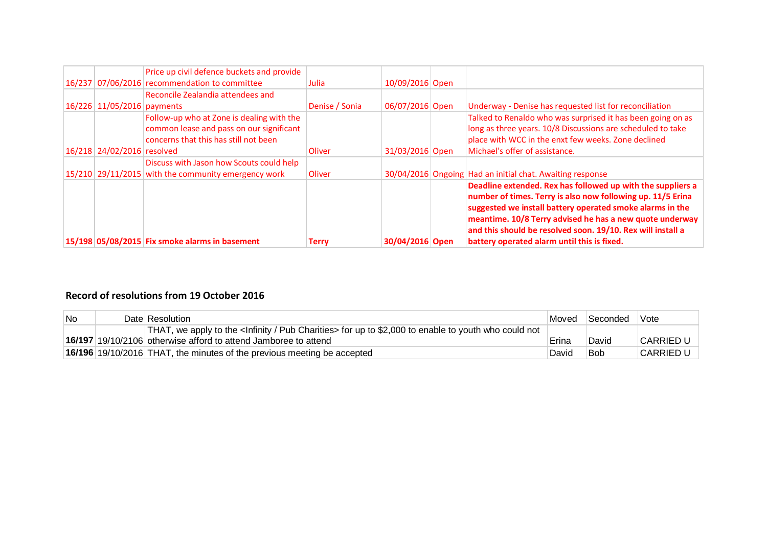| | | | | | | |
|---|---|---|---|---|---|---|
| 16/237 | 07/06/2016 | Price up civil defence buckets and provide recommendation to committee | Julia | 10/09/2016 | Open | |
| 16/226 | 11/05/2016 | Reconcile Zealandia attendees and payments | Denise / Sonia | 06/07/2016 | Open | Underway - Denise has requested list for reconciliation |
| 16/218 | 24/02/2016 | Follow-up who at Zone is dealing with the common lease and pass on our significant concerns that this has still not been resolved | Oliver | 31/03/2016 | Open | Talked to Renaldo who was surprised it has been going on as long as three years. 10/8 Discussions are scheduled to take place with WCC in the enxt few weeks. Zone declined Michael's offer of assistance. |
| 15/210 | 29/11/2015 | Discuss with Jason how Scouts could help with the community emergency work | Oliver | 30/04/2016 | Ongoing | Had an initial chat. Awaiting response |
| **15/198** | **05/08/2015** | **Fix smoke alarms in basement** | **Terry** | **30/04/2016** | **Open** | **Deadline extended. Rex has followed up with the suppliers a number of times. Terry is also now following up. 11/5 Erina suggested we install battery operated smoke alarms in the meantime. 10/8 Terry advised he has a new quote underway and this should be resolved soon. 19/10. Rex will install a battery operated alarm until this is fixed.** |

## Record of resolutions from 19 October 2016

| No | Date | Resolution | Moved | Seconded | Vote |
|---|---|---|---|---|---|
| **16/197** | 19/10/2106 | THAT, we apply to the <Infinity / Pub Charities> for up to $2,000 to enable to youth who could not otherwise afford to attend Jamboree to attend | Erina | David | CARRIED U |
| **16/196** | 19/10/2016 | THAT, the minutes of the previous meeting be accepted | David | Bob | CARRIED U |